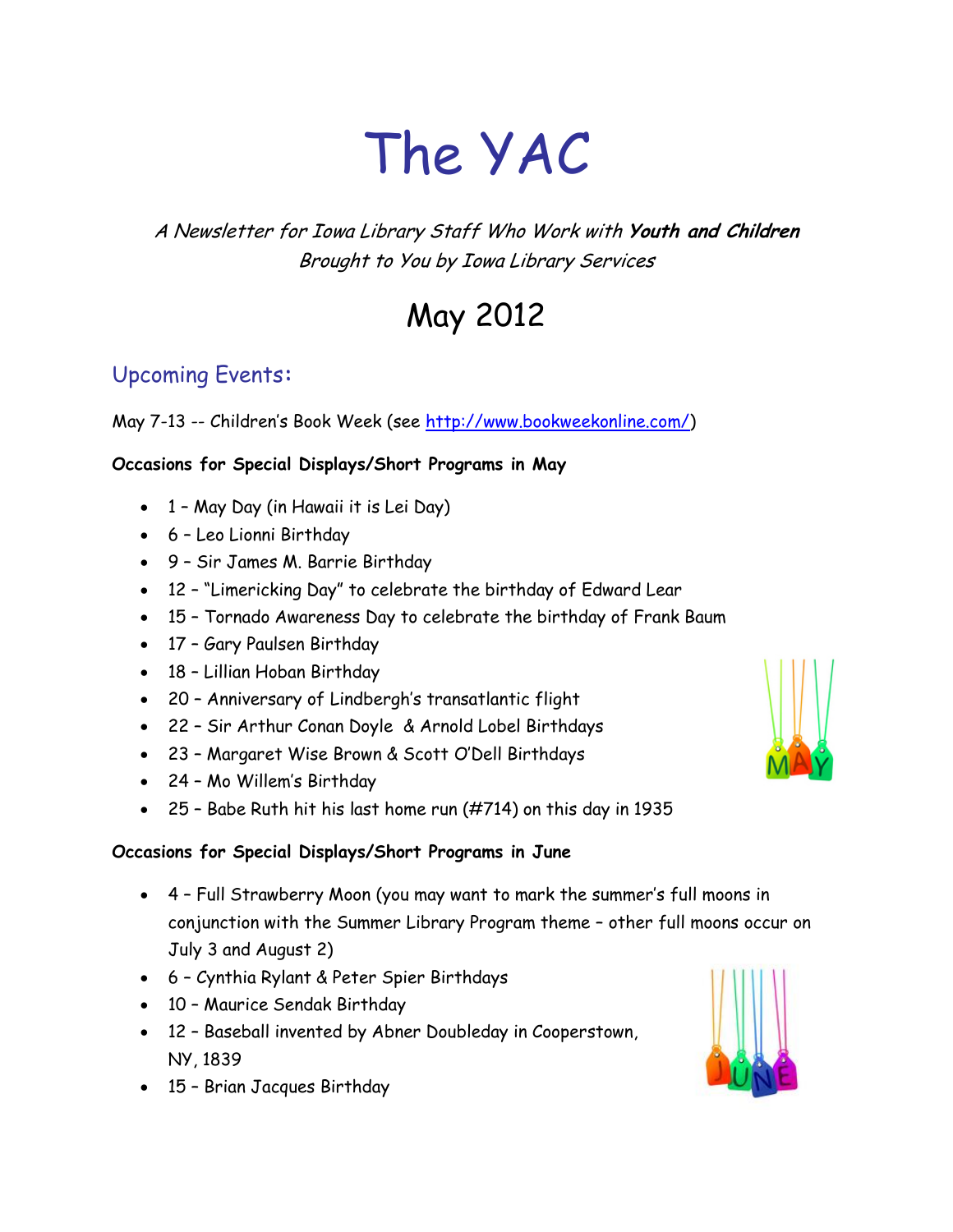# The YAC

*A Newsletter for Iowa Library Staff Who Work with **Youth and Children***
*Brought to You by Iowa Library Services*

## May 2012

### Upcoming Events:

May 7-13 -- Children's Book Week (see [http://www.bookweekonline.com/](http://www.bookweekonline.com/))

**Occasions for Special Displays/Short Programs in May**

- 1 – May Day (in Hawaii it is Lei Day)
- 6 – Leo Lionni Birthday
- 9 – Sir James M. Barrie Birthday
- 12 – "Limericking Day" to celebrate the birthday of Edward Lear
- 15 – Tornado Awareness Day to celebrate the birthday of Frank Baum
- 17 – Gary Paulsen Birthday
- 18 – Lillian Hoban Birthday
- 20 – Anniversary of Lindbergh's transatlantic flight
- 22 – Sir Arthur Conan Doyle & Arnold Lobel Birthdays
- 23 – Margaret Wise Brown & Scott O'Dell Birthdays
- 24 – Mo Willem's Birthday
- 25 – Babe Ruth hit his last home run (#714) on this day in 1935

**Occasions for Special Displays/Short Programs in June**

- 4 – Full Strawberry Moon (you may want to mark the summer's full moons in conjunction with the Summer Library Program theme – other full moons occur on July 3 and August 2)
- 6 – Cynthia Rylant & Peter Spier Birthdays
- 10 – Maurice Sendak Birthday
- 12 – Baseball invented by Abner Doubleday in Cooperstown, NY, 1839
- 15 – Brian Jacques Birthday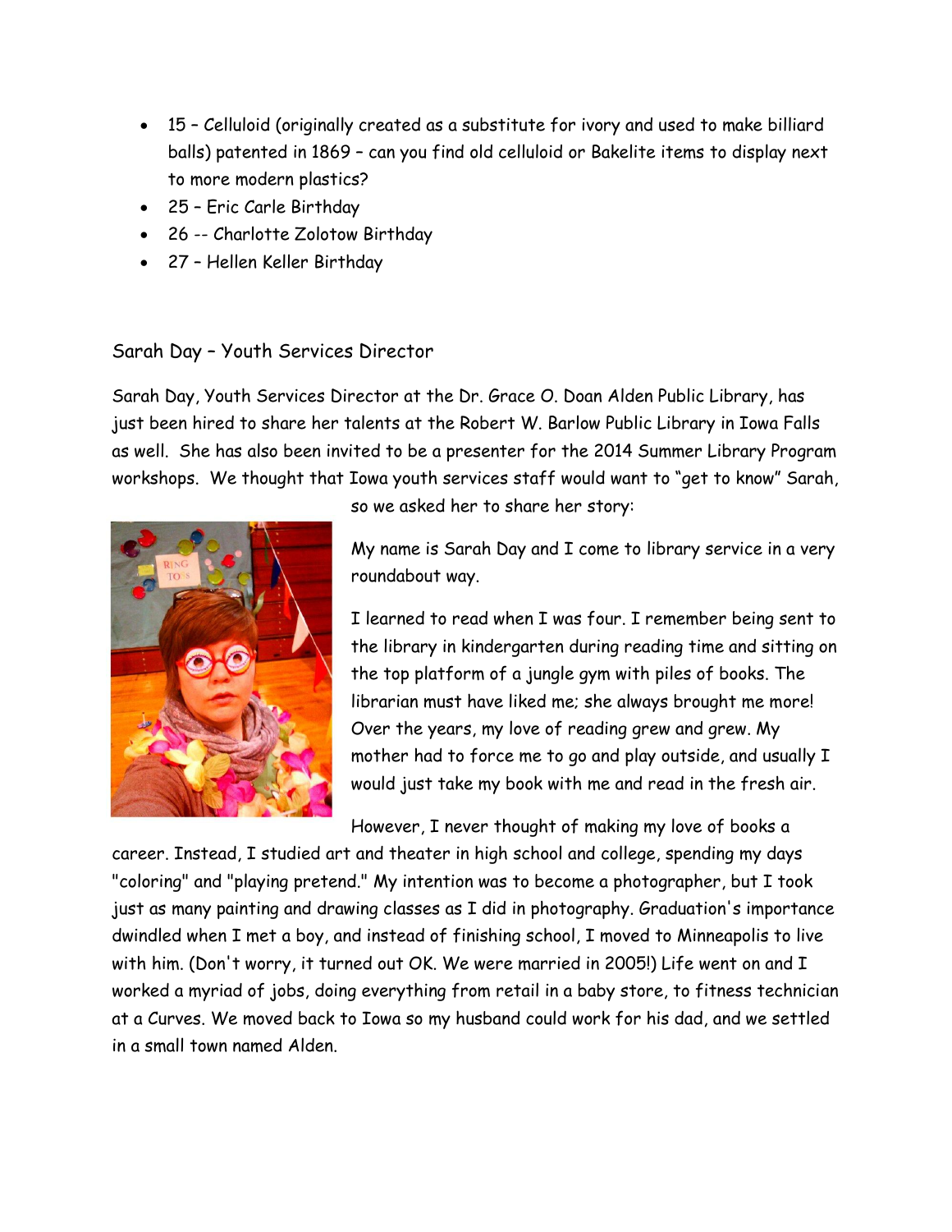- 15 – Celluloid (originally created as a substitute for ivory and used to make billiard balls) patented in 1869 – can you find old celluloid or Bakelite items to display next to more modern plastics?
- 25 – Eric Carle Birthday
- 26 -- Charlotte Zolotow Birthday
- 27 – Hellen Keller Birthday

## Sarah Day – Youth Services Director

Sarah Day, Youth Services Director at the Dr. Grace O. Doan Alden Public Library, has just been hired to share her talents at the Robert W. Barlow Public Library in Iowa Falls as well. She has also been invited to be a presenter for the 2014 Summer Library Program workshops. We thought that Iowa youth services staff would want to "get to know" Sarah, so we asked her to share her story:

My name is Sarah Day and I come to library service in a very roundabout way.

I learned to read when I was four. I remember being sent to the library in kindergarten during reading time and sitting on the top platform of a jungle gym with piles of books. The librarian must have liked me; she always brought me more! Over the years, my love of reading grew and grew. My mother had to force me to go and play outside, and usually I would just take my book with me and read in the fresh air.

However, I never thought of making my love of books a career. Instead, I studied art and theater in high school and college, spending my days "coloring" and "playing pretend." My intention was to become a photographer, but I took just as many painting and drawing classes as I did in photography. Graduation's importance dwindled when I met a boy, and instead of finishing school, I moved to Minneapolis to live with him. (Don't worry, it turned out OK. We were married in 2005!) Life went on and I worked a myriad of jobs, doing everything from retail in a baby store, to fitness technician at a Curves. We moved back to Iowa so my husband could work for his dad, and we settled in a small town named Alden.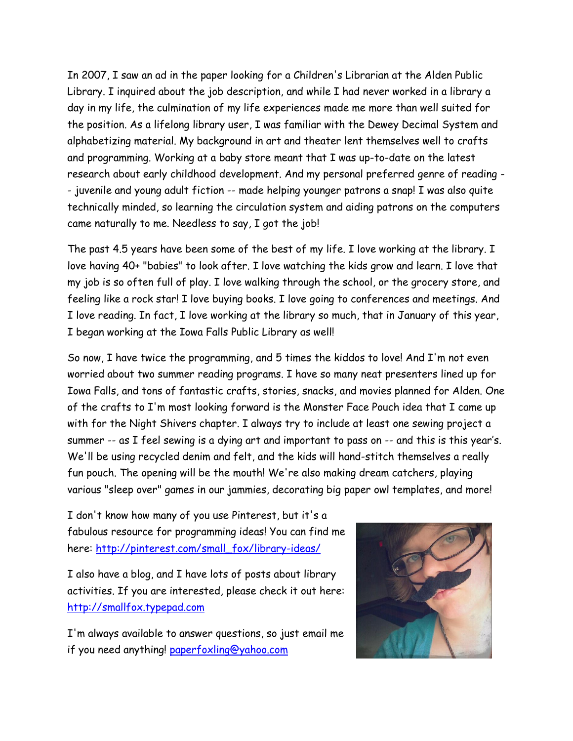In 2007, I saw an ad in the paper looking for a Children's Librarian at the Alden Public Library. I inquired about the job description, and while I had never worked in a library a day in my life, the culmination of my life experiences made me more than well suited for the position. As a lifelong library user, I was familiar with the Dewey Decimal System and alphabetizing material. My background in art and theater lent themselves well to crafts and programming. Working at a baby store meant that I was up-to-date on the latest research about early childhood development. And my personal preferred genre of reading -- juvenile and young adult fiction -- made helping younger patrons a snap! I was also quite technically minded, so learning the circulation system and aiding patrons on the computers came naturally to me. Needless to say, I got the job!

The past 4.5 years have been some of the best of my life. I love working at the library. I love having 40+ "babies" to look after. I love watching the kids grow and learn. I love that my job is so often full of play. I love walking through the school, or the grocery store, and feeling like a rock star! I love buying books. I love going to conferences and meetings. And I love reading. In fact, I love working at the library so much, that in January of this year, I began working at the Iowa Falls Public Library as well!

So now, I have twice the programming, and 5 times the kiddos to love! And I'm not even worried about two summer reading programs. I have so many neat presenters lined up for Iowa Falls, and tons of fantastic crafts, stories, snacks, and movies planned for Alden. One of the crafts to I'm most looking forward is the Monster Face Pouch idea that I came up with for the Night Shivers chapter. I always try to include at least one sewing project a summer -- as I feel sewing is a dying art and important to pass on -- and this is this year's. We'll be using recycled denim and felt, and the kids will hand-stitch themselves a really fun pouch. The opening will be the mouth! We're also making dream catchers, playing various "sleep over" games in our jammies, decorating big paper owl templates, and more!

I don't know how many of you use Pinterest, but it's a fabulous resource for programming ideas! You can find me here: http://pinterest.com/small_fox/library-ideas/

I also have a blog, and I have lots of posts about library activities. If you are interested, please check it out here: http://smallfox.typepad.com

I'm always available to answer questions, so just email me if you need anything! paperfoxling@yahoo.com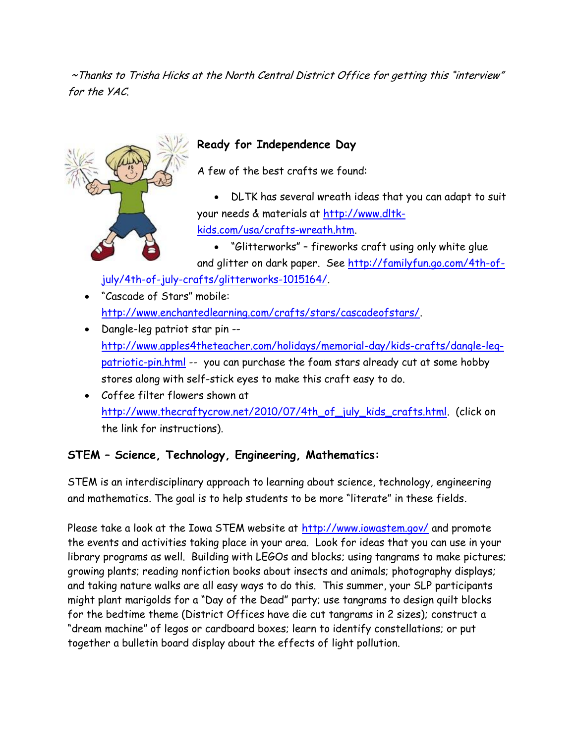*~Thanks to Trisha Hicks at the North Central District Office for getting this "interview" for the YAC.*

## Ready for Independence Day

A few of the best crafts we found:

- DLTK has several wreath ideas that you can adapt to suit your needs & materials at http://www.dltk-kids.com/usa/crafts-wreath.htm.
- "Glitterworks" – fireworks craft using only white glue and glitter on dark paper. See http://familyfun.go.com/4th-of-july/4th-of-july-crafts/glitterworks-1015164/.
- "Cascade of Stars" mobile: http://www.enchantedlearning.com/crafts/stars/cascadeofstars/.
- Dangle-leg patriot star pin -- http://www.apples4theteacher.com/holidays/memorial-day/kids-crafts/dangle-leg-patriotic-pin.html -- you can purchase the foam stars already cut at some hobby stores along with self-stick eyes to make this craft easy to do.
- Coffee filter flowers shown at http://www.thecraftycrow.net/2010/07/4th_of_july_kids_crafts.html. (click on the link for instructions).

## STEM – Science, Technology, Engineering, Mathematics:

STEM is an interdisciplinary approach to learning about science, technology, engineering and mathematics. The goal is to help students to be more "literate" in these fields.

Please take a look at the Iowa STEM website at http://www.iowastem.gov/ and promote the events and activities taking place in your area. Look for ideas that you can use in your library programs as well. Building with LEGOs and blocks; using tangrams to make pictures; growing plants; reading nonfiction books about insects and animals; photography displays; and taking nature walks are all easy ways to do this. This summer, your SLP participants might plant marigolds for a "Day of the Dead" party; use tangrams to design quilt blocks for the bedtime theme (District Offices have die cut tangrams in 2 sizes); construct a "dream machine" of legos or cardboard boxes; learn to identify constellations; or put together a bulletin board display about the effects of light pollution.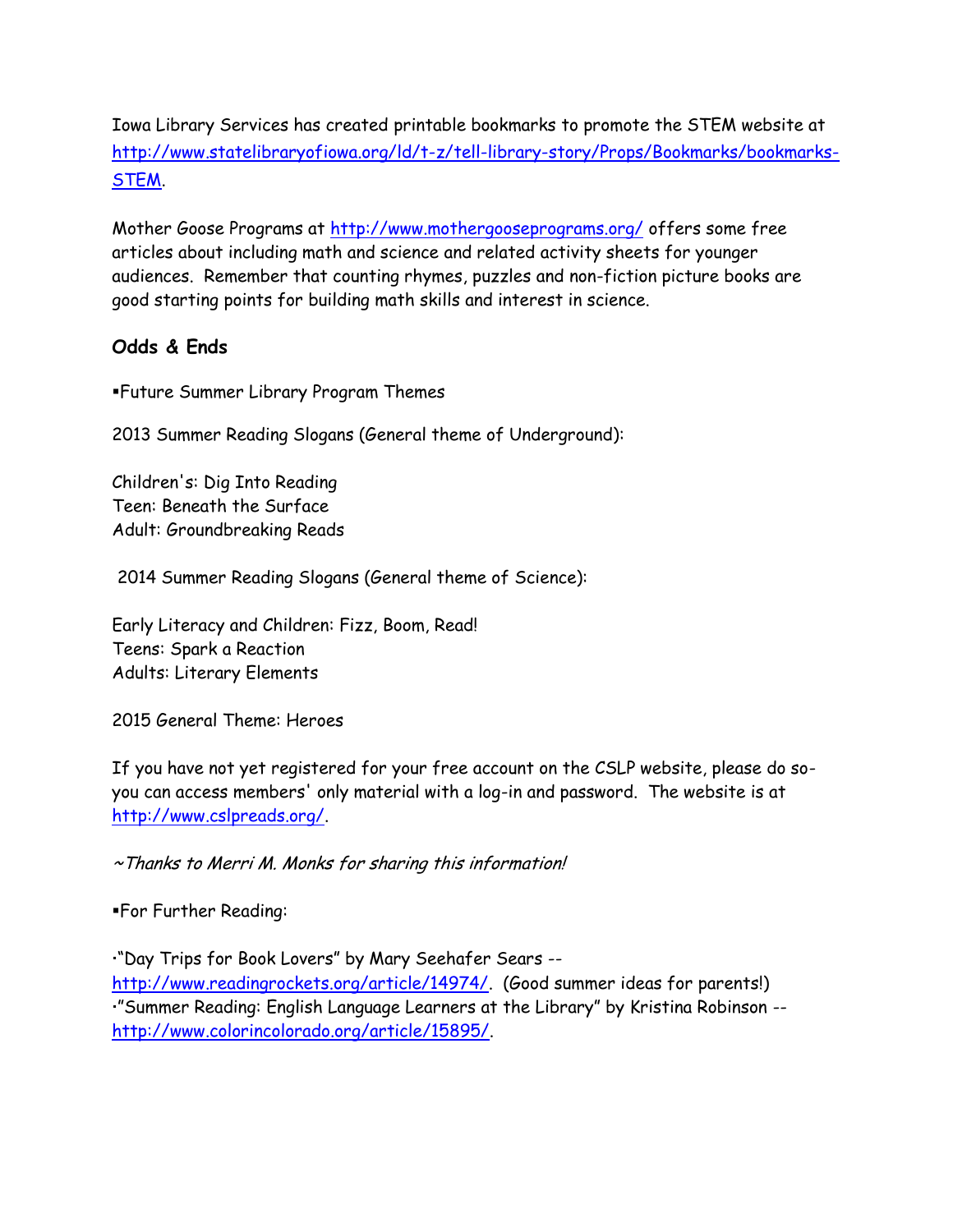Iowa Library Services has created printable bookmarks to promote the STEM website at http://www.statelibraryofiowa.org/ld/t-z/tell-library-story/Props/Bookmarks/bookmarks-STEM.

Mother Goose Programs at http://www.mothergooseprograms.org/ offers some free articles about including math and science and related activity sheets for younger audiences. Remember that counting rhymes, puzzles and non-fiction picture books are good starting points for building math skills and interest in science.

## Odds & Ends

▪Future Summer Library Program Themes

2013 Summer Reading Slogans (General theme of Underground):

Children's: Dig Into Reading
Teen: Beneath the Surface
Adult: Groundbreaking Reads

2014 Summer Reading Slogans (General theme of Science):

Early Literacy and Children: Fizz, Boom, Read!
Teens: Spark a Reaction
Adults: Literary Elements

2015 General Theme: Heroes

If you have not yet registered for your free account on the CSLP website, please do so- you can access members' only material with a log-in and password. The website is at http://www.cslpreads.org/.

*~Thanks to Merri M. Monks for sharing this information!*

▪For Further Reading:

·"Day Trips for Book Lovers" by Mary Seehafer Sears -- http://www.readingrockets.org/article/14974/. (Good summer ideas for parents!)
·"Summer Reading: English Language Learners at the Library" by Kristina Robinson -- http://www.colorincolorado.org/article/15895/.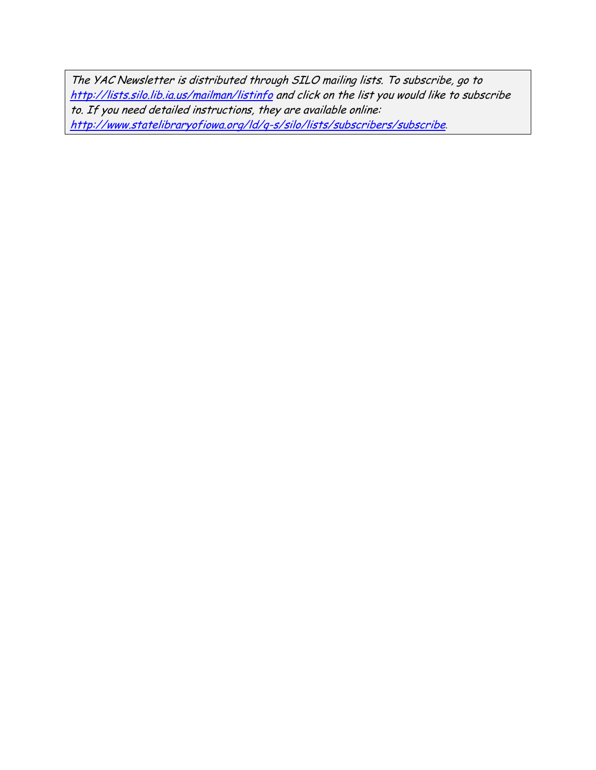*The YAC Newsletter is distributed through SILO mailing lists. To subscribe, go to [http://lists.silo.lib.ia.us/mailman/listinfo](http://lists.silo.lib.ia.us/mailman/listinfo) and click on the list you would like to subscribe to. If you need detailed instructions, they are available online: [http://www.statelibraryofiowa.org/ld/q-s/silo/lists/subscribers/subscribe](http://www.statelibraryofiowa.org/ld/q-s/silo/lists/subscribers/subscribe).*